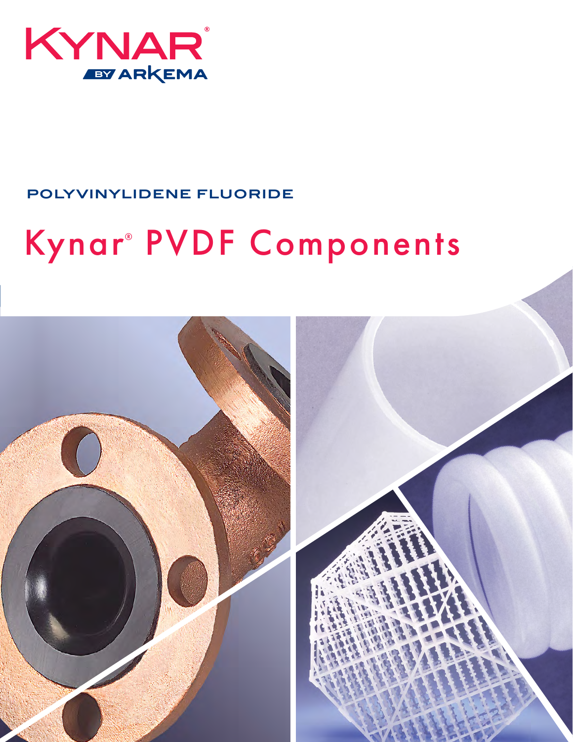KYNAR®

BY ARKEMA

POLYVINYLIDENE FLUORIDE

# Kynar® PVDF Components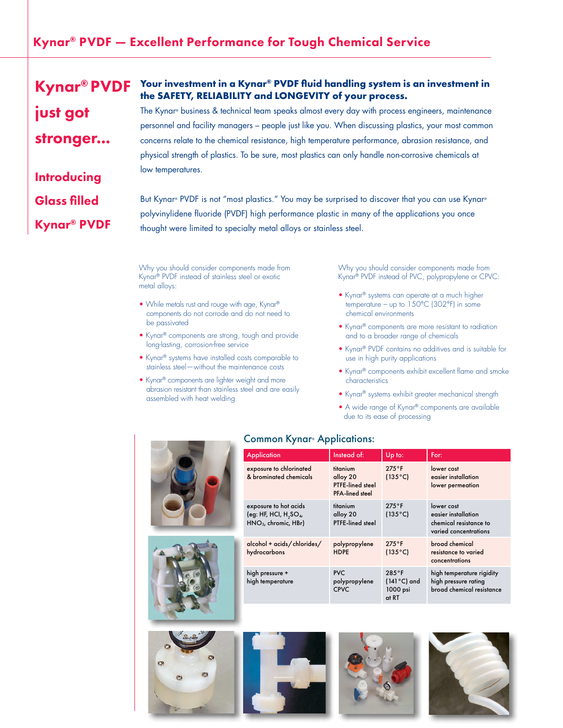# Kynar® PVDF — Excellent Performance for Tough Chemical Service

## Kynar® PVDF just got stronger...

### Introducing Glass filled Kynar® PVDF

**Your investment in a Kynar® PVDF fluid handling system is an investment in the SAFETY, RELIABILITY and LONGEVITY of your process.**

The Kynar® business & technical team speaks almost every day with process engineers, maintenance personnel and facility managers – people just like you. When discussing plastics, your most common concerns relate to the chemical resistance, high temperature performance, abrasion resistance, and physical strength of plastics. To be sure, most plastics can only handle non-corrosive chemicals at low temperatures.

But Kynar® PVDF is not "most plastics." You may be surprised to discover that you can use Kynar® polyvinylidene fluoride (PVDF) high performance plastic in many of the applications you once thought were limited to specialty metal alloys or stainless steel.

Why you should consider components made from Kynar® PVDF instead of stainless steel or exotic metal alloys:

- While metals rust and rouge with age, Kynar® components do not corrode and do not need to be passivated
- Kynar® components are strong, tough and provide long-lasting, corrosion-free service
- Kynar® systems have installed costs comparable to stainless steel—without the maintenance costs
- Kynar® components are lighter weight and more abrasion resistant than stainless steel and are easily assembled with heat welding

Why you should consider components made from Kynar® PVDF instead of PVC, polypropylene or CPVC:

- Kynar® systems can operate at a much higher temperature – up to 150°C (302°F) in some chemical environments
- Kynar® components are more resistant to radiation and to a broader range of chemicals
- Kynar® PVDF contains no additives and is suitable for use in high purity applications
- Kynar® components exhibit excellent flame and smoke characteristics
- Kynar® systems exhibit greater mechanical strength
- A wide range of Kynar® components are available due to its ease of processing

## Common Kynar® Applications:

| Application | Instead of: | Up to: | For: |
|---|---|---|---|
| exposure to chlorinated & brominated chemicals | titanium<br>alloy 20<br>PTFE-lined steel<br>PFA-lined steel | 275°F (135°C) | lower cost<br>easier installation<br>lower permeation |
| exposure to hot acids (eg: HF, HCl, $H_2SO_4$, $HNO_3$, chromic, HBr) | titanium<br>alloy 20<br>PTFE-lined steel | 275°F (135°C) | lower cost<br>easier installation<br>chemical resistance to varied concentrations |
| alcohol + acids/chlorides/hydrocarbons | polypropylene<br>HDPE | 275°F (135°C) | broad chemical resistance to varied concentrations |
| high pressure + high temperature | PVC<br>polypropylene<br>CPVC | 285°F (141°C) and 1000 psi at RT | high temperature rigidity<br>high pressure rating<br>broad chemical resistance |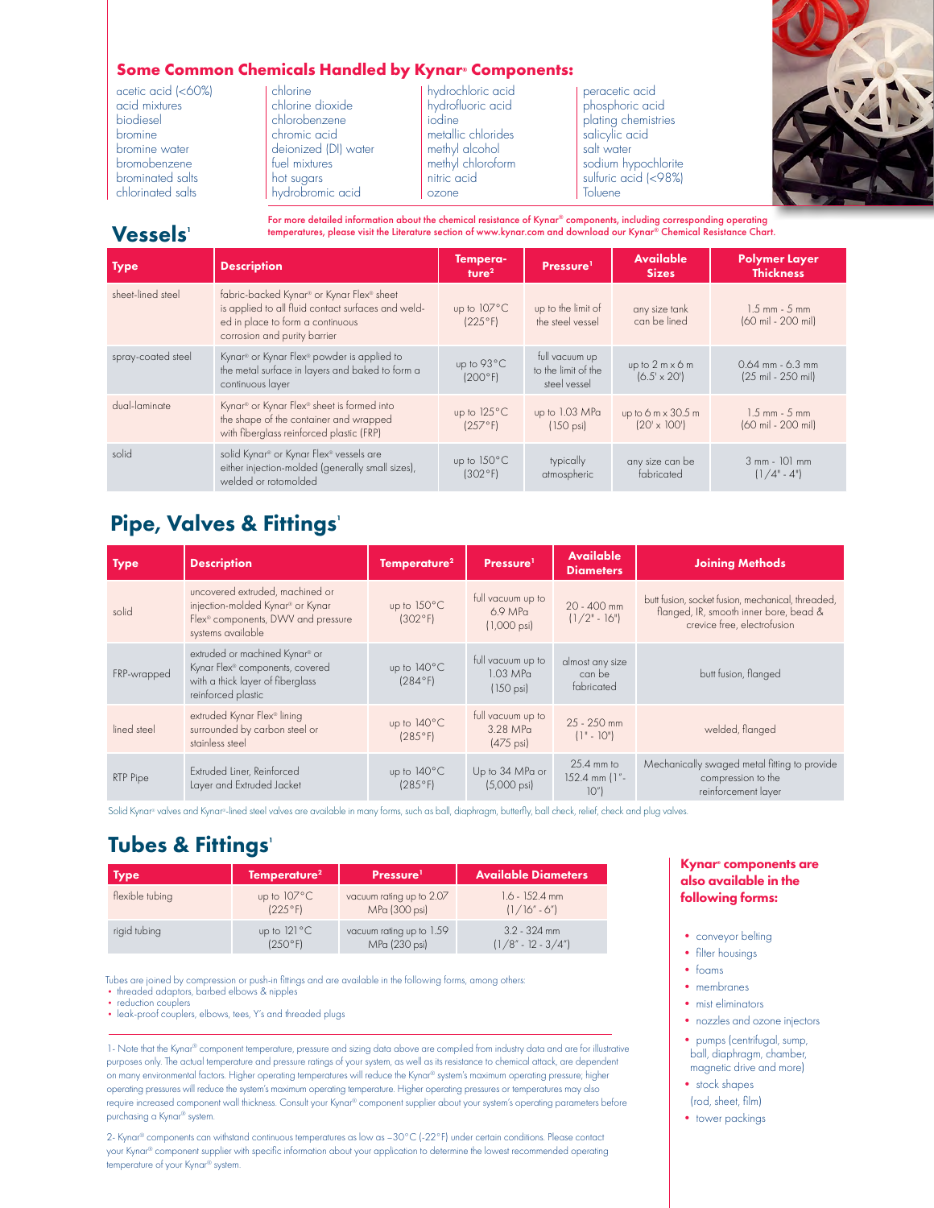## Some Common Chemicals Handled by Kynar® Components:

acetic acid (<60%)
acid mixtures
biodiesel
bromine
bromine water
bromobenzene
brominated salts
chlorinated salts
chlorine
chlorine dioxide
chlorobenzene
chromic acid
deionized (DI) water
fuel mixtures
hot sugars
hydrobromic acid
hydrochloric acid
hydrofluoric acid
iodine
metallic chlorides
methyl alcohol
methyl chloroform
nitric acid
ozone
peracetic acid
phosphoric acid
plating chemistries
salicylic acid
salt water
sodium hypochlorite
sulfuric acid (<98%)
Toluene

For more detailed information about the chemical resistance of Kynar® components, including corresponding operating temperatures, please visit the Literature section of www.kynar.com and download our Kynar® Chemical Resistance Chart.

## Vessels[1]

| Type | Description | Temperature[2] | Pressure[1] | Available Sizes | Polymer Layer Thickness |
|---|---|---|---|---|---|
| sheet-lined steel | fabric-backed Kynar® or Kynar Flex® sheet is applied to all fluid contact surfaces and welded in place to form a continuous corrosion and purity barrier | up to 107°C (225°F) | up to the limit of the steel vessel | any size tank can be lined | 1.5 mm - 5 mm (60 mil - 200 mil) |
| spray-coated steel | Kynar® or Kynar Flex® powder is applied to the metal surface in layers and baked to form a continuous layer | up to 93°C (200°F) | full vacuum up to the limit of the steel vessel | up to 2 m x 6 m (6.5' x 20') | 0.64 mm - 6.3 mm (25 mil - 250 mil) |
| dual-laminate | Kynar® or Kynar Flex® sheet is formed into the shape of the container and wrapped with fiberglass reinforced plastic (FRP) | up to 125°C (257°F) | up to 1.03 MPa (150 psi) | up to 6 m x 30.5 m (20' x 100') | 1.5 mm - 5 mm (60 mil - 200 mil) |
| solid | solid Kynar® or Kynar Flex® vessels are either injection-molded (generally small sizes), welded or rotomolded | up to 150°C (302°F) | typically atmospheric | any size can be fabricated | 3 mm - 101 mm (1/4" - 4") |

## Pipe, Valves & Fittings[1]

| Type | Description | Temperature[2] | Pressure[1] | Available Diameters | Joining Methods |
|---|---|---|---|---|---|
| solid | uncovered extruded, machined or injection-molded Kynar® or Kynar Flex® components, DWV and pressure systems available | up to 150°C (302°F) | full vacuum up to 6.9 MPa (1,000 psi) | 20 - 400 mm (1/2" - 16") | butt fusion, socket fusion, mechanical, threaded, flanged, IR, smooth inner bore, bead & crevice free, electrofusion |
| FRP-wrapped | extruded or machined Kynar® or Kynar Flex® components, covered with a thick layer of fiberglass reinforced plastic | up to 140°C (284°F) | full vacuum up to 1.03 MPa (150 psi) | almost any size can be fabricated | butt fusion, flanged |
| lined steel | extruded Kynar Flex® lining surrounded by carbon steel or stainless steel | up to 140°C (285°F) | full vacuum up to 3.28 MPa (475 psi) | 25 - 250 mm (1" - 10") | welded, flanged |
| RTP Pipe | Extruded Liner, Reinforced Layer and Extruded Jacket | up to 140°C (285°F) | Up to 34 MPa or (5,000 psi) | 25.4 mm to 152.4 mm (1"- 10") | Mechanically swaged metal fitting to provide compression to the reinforcement layer |

Solid Kynar® valves and Kynar®-lined steel valves are available in many forms, such as ball, diaphragm, butterfly, ball check, relief, check and plug valves.

## Tubes & Fittings[1]

| Type | Temperature[2] | Pressure[1] | Available Diameters |
|---|---|---|---|
| flexible tubing | up to 107°C (225°F) | vacuum rating up to 2.07 MPa (300 psi) | 1.6 - 152.4 mm (1/16" - 6") |
| rigid tubing | up to 121°C (250°F) | vacuum rating up to 1.59 MPa (230 psi) | 3.2 - 324 mm (1/8" - 12 - 3/4") |

Tubes are joined by compression or push-in fittings and are available in the following forms, among others:

- threaded adaptors, barbed elbows & nipples
- reduction couplers
- leak-proof couplers, elbows, tees, Y's and threaded plugs

### Kynar® components are also available in the following forms:

- conveyor belting
- filter housings
- foams
- membranes
- mist eliminators
- nozzles and ozone injectors
- pumps (centrifugal, sump, ball, diaphragm, chamber, magnetic drive and more)
- stock shapes (rod, sheet, film)
- tower packings

1- Note that the Kynar® component temperature, pressure and sizing data above are compiled from industry data and are for illustrative purposes only. The actual temperature and pressure ratings of your system, as well as its resistance to chemical attack, are dependent on many environmental factors. Higher operating temperatures will reduce the Kynar® system's maximum operating pressure; higher operating pressures will reduce the system's maximum operating temperature. Higher operating pressures or temperatures may also require increased component wall thickness. Consult your Kynar® component supplier about your system's operating parameters before purchasing a Kynar® system.

2- Kynar® components can withstand continuous temperatures as low as –30°C (-22°F) under certain conditions. Please contact your Kynar® component supplier with specific information about your application to determine the lowest recommended operating temperature of your Kynar® system.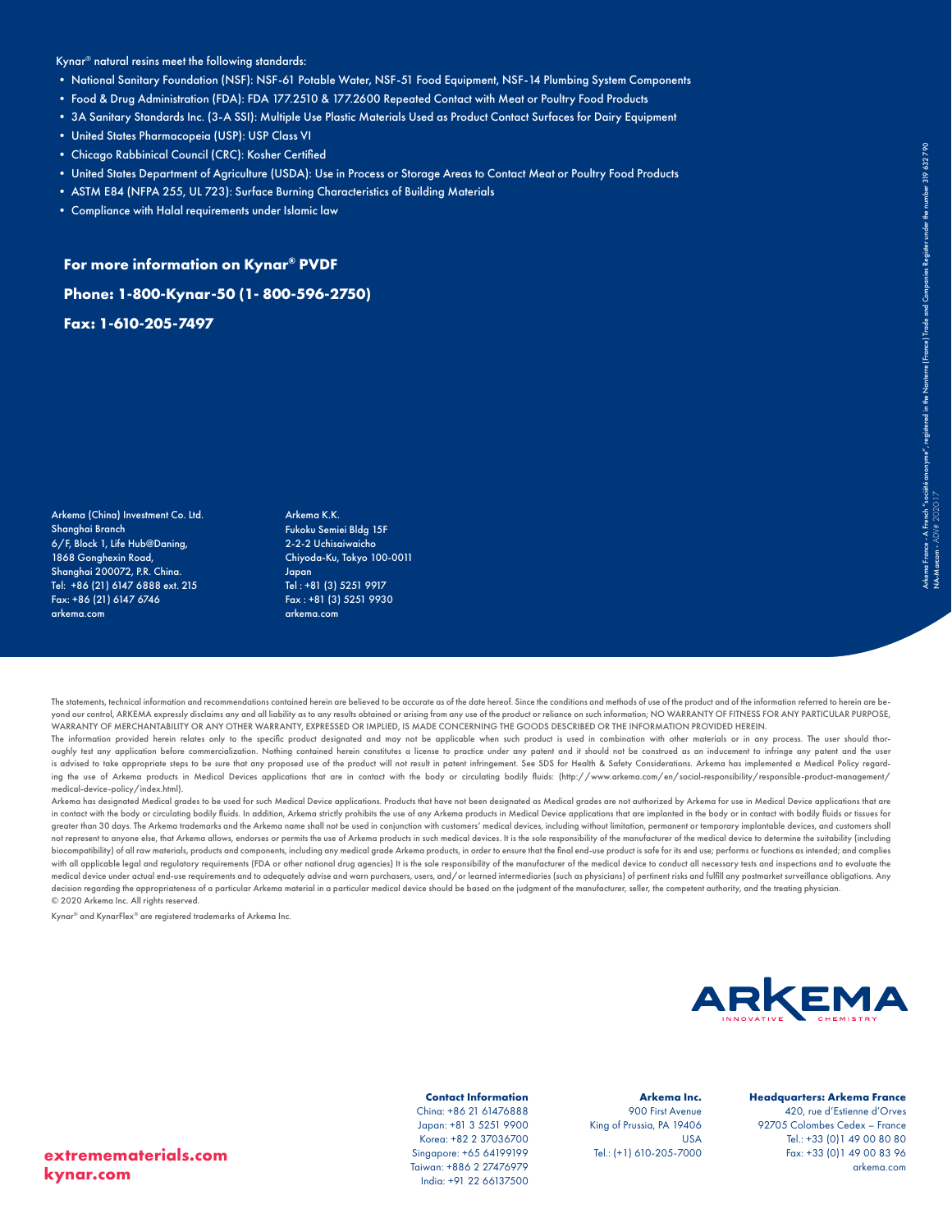Kynar® natural resins meet the following standards:

- National Sanitary Foundation (NSF): NSF-61 Potable Water, NSF-51 Food Equipment, NSF-14 Plumbing System Components
- Food & Drug Administration (FDA): FDA 177.2510 & 177.2600 Repeated Contact with Meat or Poultry Food Products
- 3A Sanitary Standards Inc. (3-A SSI): Multiple Use Plastic Materials Used as Product Contact Surfaces for Dairy Equipment
- United States Pharmacopeia (USP): USP Class VI
- Chicago Rabbinical Council (CRC): Kosher Certified
- United States Department of Agriculture (USDA): Use in Process or Storage Areas to Contact Meat or Poultry Food Products
- ASTM E84 (NFPA 255, UL 723): Surface Burning Characteristics of Building Materials
- Compliance with Halal requirements under Islamic law

**For more information on Kynar® PVDF**

**Phone: 1-800-Kynar-50 (1- 800-596-2750)**

**Fax: 1-610-205-7497**

Arkema (China) Investment Co. Ltd.
Shanghai Branch
6/F, Block 1, Life Hub@Daning,
1868 Gonghexin Road,
Shanghai 200072, P.R. China.
Tel: +86 (21) 6147 6888 ext. 215
Fax: +86 (21) 6147 6746
arkema.com

Arkema K.K.
Fukoku Semiei Bldg 15F
2-2-2 Uchisaiwaicho
Chiyoda-Ku, Tokyo 100-0011
Japan
Tel : +81 (3) 5251 9917
Fax : +81 (3) 5251 9930
arkema.com

Arkema France - A French "société anonyme", registered in the Nanterre (France) Trade and Companies Register under the number 319 632 790
NA-Marcom - AD# 202017

The statements, technical information and recommendations contained herein are believed to be accurate as of the date hereof. Since the conditions and methods of use of the product and of the information referred to herein are beyond our control, ARKEMA expressly disclaims any and all liability as to any results obtained or arising from any use of the product or reliance on such information; NO WARRANTY OF FITNESS FOR ANY PARTICULAR PURPOSE, WARRANTY OF MERCHANTABILITY OR ANY OTHER WARRANTY, EXPRESSED OR IMPLIED, IS MADE CONCERNING THE GOODS DESCRIBED OR THE INFORMATION PROVIDED HEREIN.
The information provided herein relates only to the specific product designated and may not be applicable when such product is used in combination with other materials or in any process. The user should thoroughly test any application before commercialization. Nothing contained herein constitutes a license to practice under any patent and it should not be construed as an inducement to infringe any patent and the user is advised to take appropriate steps to be sure that any proposed use of the product will not result in patent infringement. See SDS for Health & Safety Considerations. Arkema has implemented a Medical Policy regarding the use of Arkema products in Medical Devices applications that are in contact with the body or circulating bodily fluids: (http://www.arkema.com/en/social-responsibility/responsible-product-management/medical-device-policy/index.html).
Arkema has designated Medical grades to be used for such Medical Device applications. Products that have not been designated as Medical grades are not authorized by Arkema for use in Medical Device applications that are in contact with the body or circulating bodily fluids. In addition, Arkema strictly prohibits the use of any Arkema products in Medical Device applications that are implanted in the body or in contact with bodily fluids or tissues for greater than 30 days. The Arkema trademarks and the Arkema name shall not be used in conjunction with customers' medical devices, including without limitation, permanent or temporary implantable devices, and customers shall not represent to anyone else, that Arkema allows, endorses or permits the use of Arkema products in such medical devices. It is the sole responsibility of the manufacturer of the medical device to determine the suitability (including biocompatibility) of all raw materials, products and components, including any medical grade Arkema products, in order to ensure that the final end-use product is safe for its end use; performs or functions as intended; and complies with all applicable legal and regulatory requirements (FDA or other national drug agencies) It is the sole responsibility of the manufacturer of the medical device to conduct all necessary tests and inspections and to evaluate the medical device under actual end-use requirements and to adequately advise and warn purchasers, users, and/or learned intermediaries (such as physicians) of pertinent risks and fulfill any postmarket surveillance obligations. Any decision regarding the appropriateness of a particular Arkema material in a particular medical device should be based on the judgment of the manufacturer, seller, the competent authority, and the treating physician.
© 2020 Arkema Inc. All rights reserved.

Kynar® and KynarFlex® are registered trademarks of Arkema Inc.

ARKEMA
INNOVATIVE CHEMISTRY

**extremematerials.com**
**kynar.com**

**Contact Information**
China: +86 21 61476888
Japan: +81 3 5251 9900
Korea: +82 2 37036700
Singapore: +65 64199199
Taiwan: +886 2 27476979
India: +91 22 66137500

**Arkema Inc.**
900 First Avenue
King of Prussia, PA 19406
USA
Tel.: (+1) 610-205-7000

**Headquarters: Arkema France**
420, rue d'Estienne d'Orves
92705 Colombes Cedex – France
Tel.: +33 (0)1 49 00 80 80
Fax: +33 (0)1 49 00 83 96
arkema.com